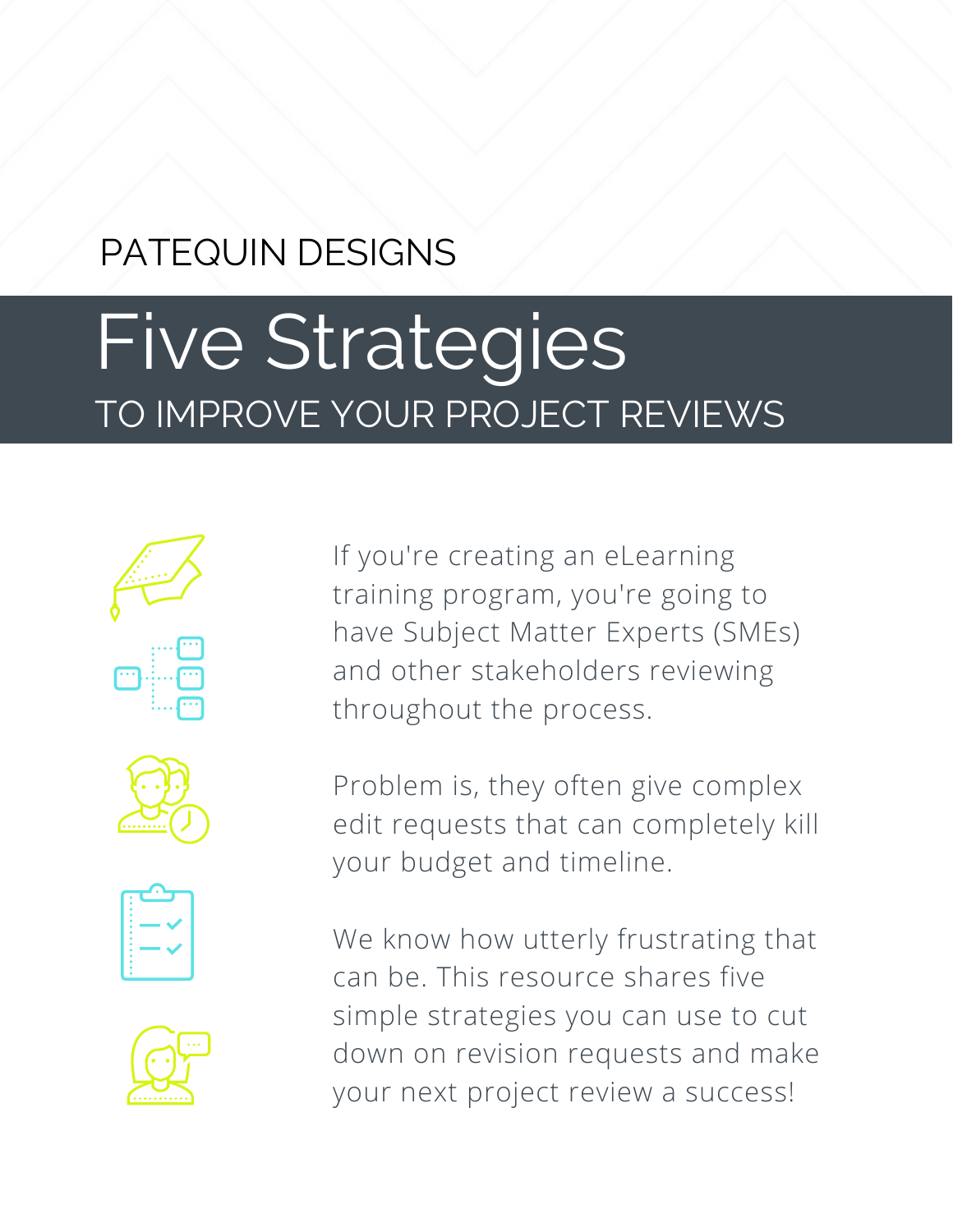PATEQUIN DESIGNS

# Five Strategies

## TO IMPROVE YOUR PROJECT REVIEWS

If you're creating an eLearning training program, you're going to have Subject Matter Experts (SMEs) and other stakeholders reviewing throughout the process.

Problem is, they often give complex edit requests that can completely kill your budget and timeline.

We know how utterly frustrating that can be. This resource shares five simple strategies you can use to cut down on revision requests and make your next project review a success!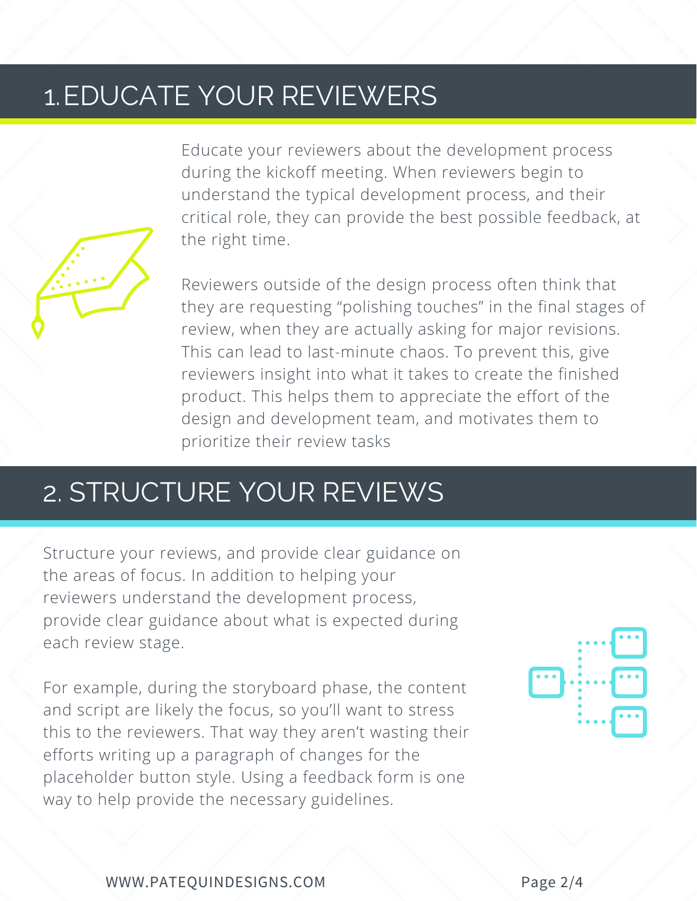## 1. EDUCATE YOUR REVIEWERS

Educate your reviewers about the development process during the kickoff meeting. When reviewers begin to understand the typical development process, and their critical role, they can provide the best possible feedback, at the right time.

Reviewers outside of the design process often think that they are requesting "polishing touches" in the final stages of review, when they are actually asking for major revisions. This can lead to last-minute chaos. To prevent this, give reviewers insight into what it takes to create the finished product. This helps them to appreciate the effort of the design and development team, and motivates them to prioritize their review tasks

## 2. STRUCTURE YOUR REVIEWS

Structure your reviews, and provide clear guidance on the areas of focus. In addition to helping your reviewers understand the development process, provide clear guidance about what is expected during each review stage.

For example, during the storyboard phase, the content and script are likely the focus, so you'll want to stress this to the reviewers. That way they aren't wasting their efforts writing up a paragraph of changes for the placeholder button style. Using a feedback form is one way to help provide the necessary guidelines.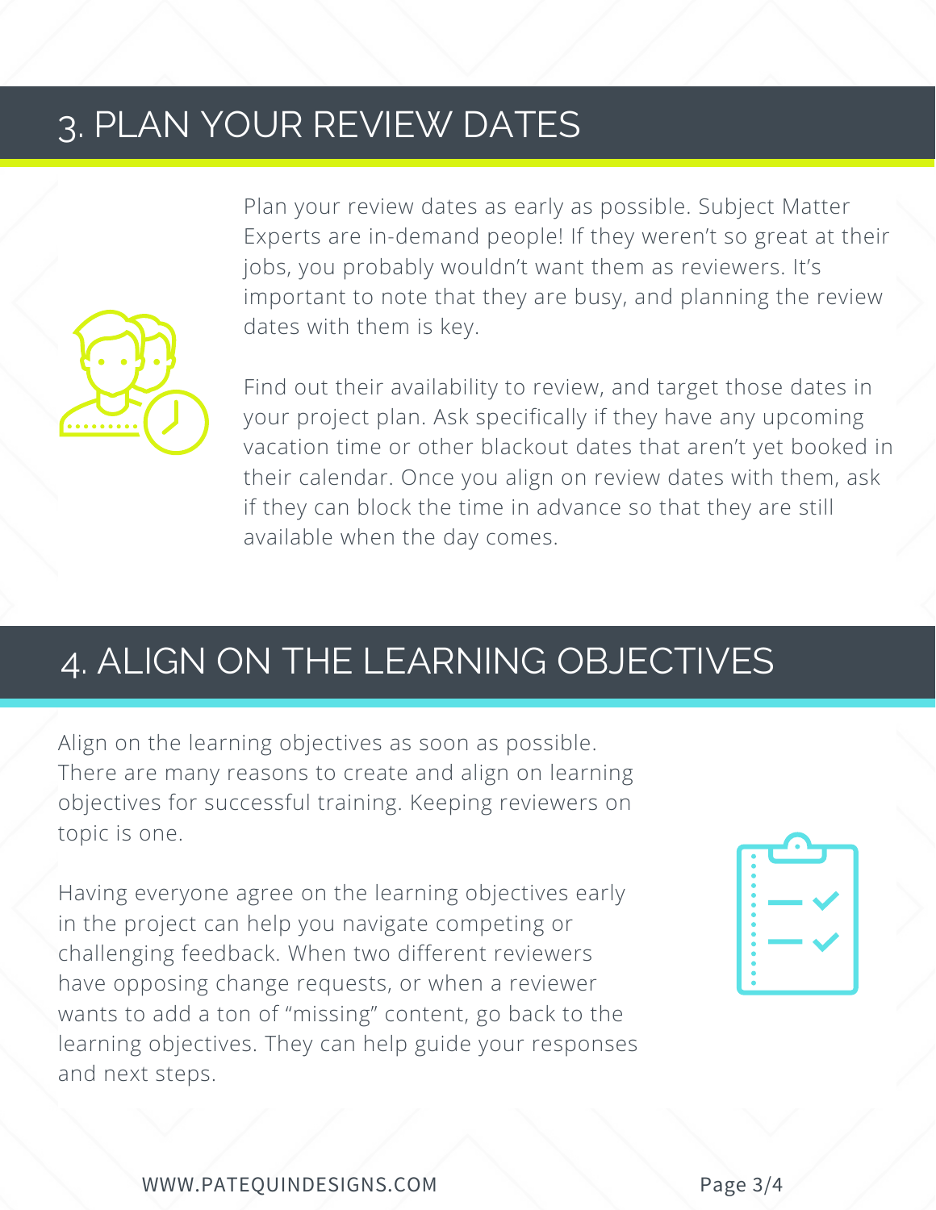## 3. PLAN YOUR REVIEW DATES

Plan your review dates as early as possible. Subject Matter Experts are in-demand people! If they weren't so great at their jobs, you probably wouldn't want them as reviewers. It's important to note that they are busy, and planning the review dates with them is key.

Find out their availability to review, and target those dates in your project plan. Ask specifically if they have any upcoming vacation time or other blackout dates that aren't yet booked in their calendar. Once you align on review dates with them, ask if they can block the time in advance so that they are still available when the day comes.

## 4. ALIGN ON THE LEARNING OBJECTIVES

Align on the learning objectives as soon as possible. There are many reasons to create and align on learning objectives for successful training. Keeping reviewers on topic is one.

Having everyone agree on the learning objectives early in the project can help you navigate competing or challenging feedback. When two different reviewers have opposing change requests, or when a reviewer wants to add a ton of "missing" content, go back to the learning objectives. They can help guide your responses and next steps.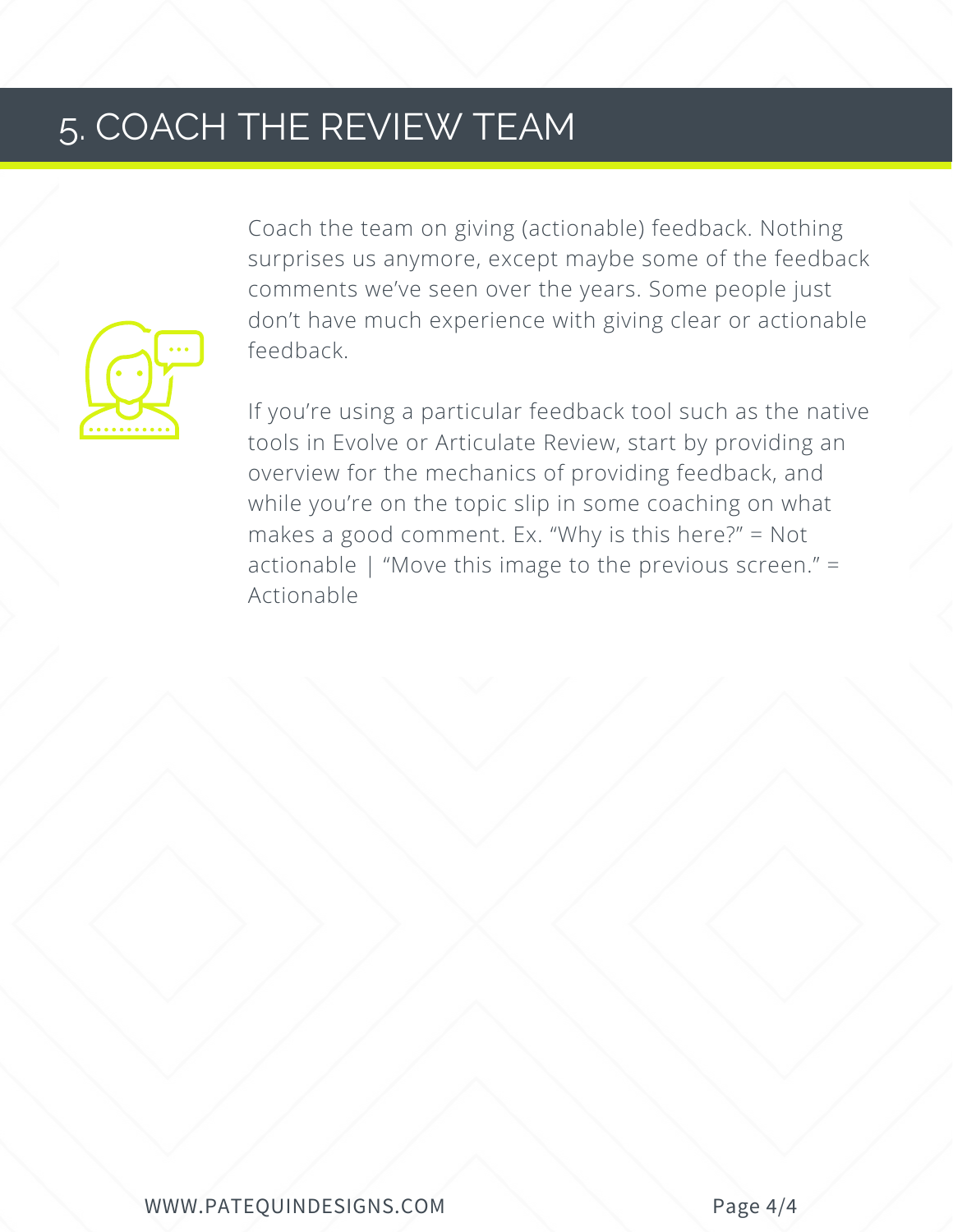# 5. COACH THE REVIEW TEAM

Coach the team on giving (actionable) feedback. Nothing surprises us anymore, except maybe some of the feedback comments we've seen over the years. Some people just don't have much experience with giving clear or actionable feedback.

If you're using a particular feedback tool such as the native tools in Evolve or Articulate Review, start by providing an overview for the mechanics of providing feedback, and while you're on the topic slip in some coaching on what makes a good comment. Ex. "Why is this here?" = Not actionable | "Move this image to the previous screen." = Actionable